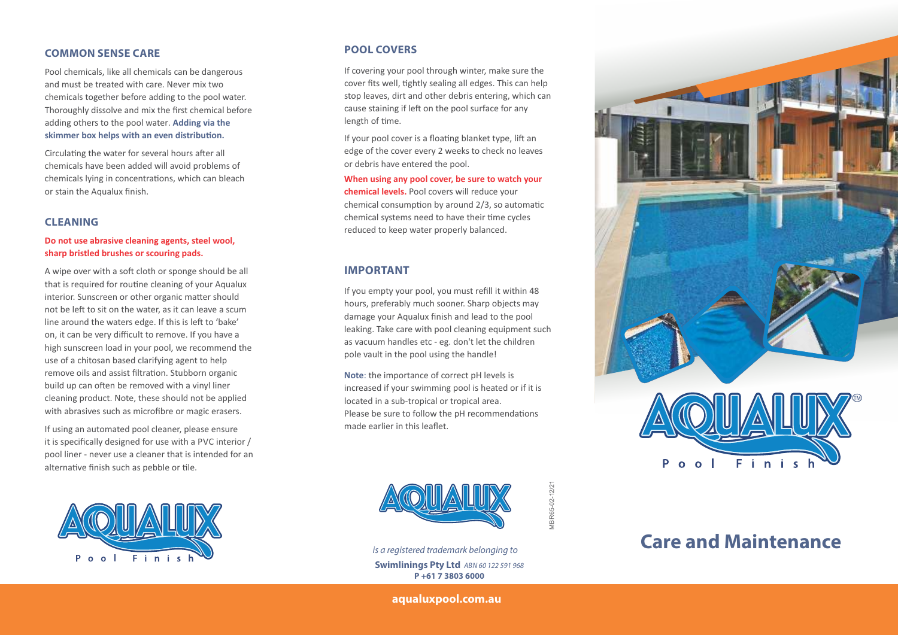## COMMON SENSE CARE

Pool chemicals, like all chemicals can be dangerous and must be treated with care. Never mix two chemicals together before adding to the pool water. Thoroughly dissolve and mix the first chemical before adding others to the pool water. **Adding via the skimmer box helps with an even distribution.**

Circulating the water for several hours after all chemicals have been added will avoid problems of chemicals lying in concentrations, which can bleach or stain the Aqualux finish.

## CLEANING

**Do not use abrasive cleaning agents, steel wool, sharp bristled brushes or scouring pads.**

A wipe over with a soft cloth or sponge should be all that is required for routine cleaning of your Aqualux interior. Sunscreen or other organic matter should not be left to sit on the water, as it can leave a scum line around the waters edge. If this is left to 'bake' on, it can be very difficult to remove. If you have a high sunscreen load in your pool, we recommend the use of a chitosan based clarifying agent to help remove oils and assist filtration. Stubborn organic build up can often be removed with a vinyl liner cleaning product. Note, these should not be applied with abrasives such as microfibre or magic erasers.

If using an automated pool cleaner, please ensure it is specifically designed for use with a PVC interior / pool liner - never use a cleaner that is intended for an alternative finish such as pebble or tile.

AQUALUX Pool Finish

## POOL COVERS

If covering your pool through winter, make sure the cover fits well, tightly sealing all edges. This can help stop leaves, dirt and other debris entering, which can cause staining if left on the pool surface for any length of time.

If your pool cover is a floating blanket type, lift an edge of the cover every 2 weeks to check no leaves or debris have entered the pool.

**When using any pool cover, be sure to watch your chemical levels.** Pool covers will reduce your chemical consumption by around 2/3, so automatic chemical systems need to have their time cycles reduced to keep water properly balanced.

## IMPORTANT

If you empty your pool, you must refill it within 48 hours, preferably much sooner. Sharp objects may damage your Aqualux finish and lead to the pool leaking. Take care with pool cleaning equipment such as vacuum handles etc - eg. don't let the children pole vault in the pool using the handle!

**Note**: the importance of correct pH levels is increased if your swimming pool is heated or if it is located in a sub-tropical or tropical area. Please be sure to follow the pH recommendations made earlier in this leaflet.

AQUALUX

*is a registered trademark belonging to*

**Swimlinings Pty Ltd** *ABN 60 122 591 968*
**P +61 7 3803 6000**

MBR65-02-12/21

AQUALUX™ Pool Finish

# Care and Maintenance

**aqualuxpool.com.au**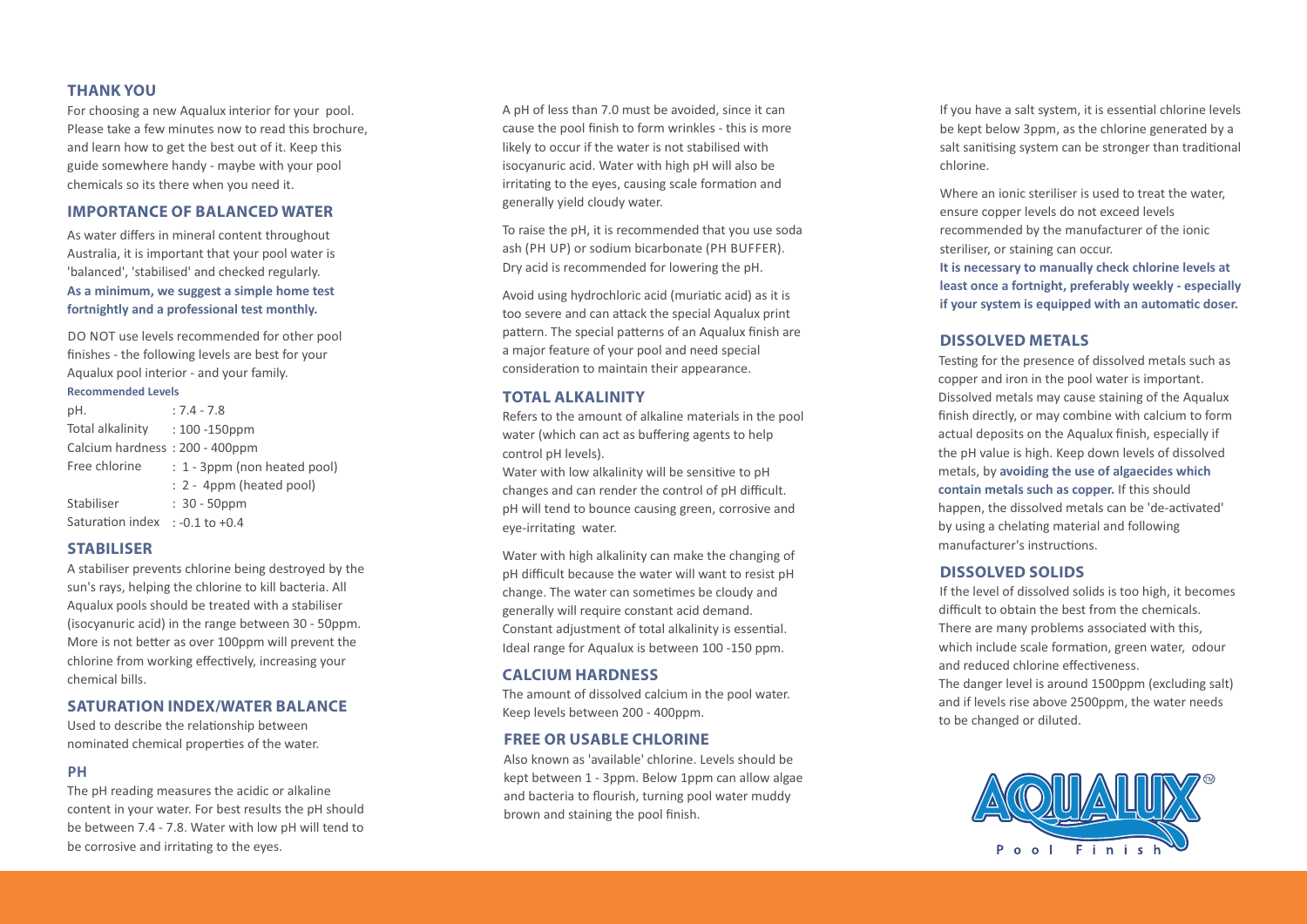## THANK YOU

For choosing a new Aqualux interior for your pool. Please take a few minutes now to read this brochure, and learn how to get the best out of it. Keep this guide somewhere handy - maybe with your pool chemicals so its there when you need it.

## IMPORTANCE OF BALANCED WATER

As water differs in mineral content throughout Australia, it is important that your pool water is 'balanced', 'stabilised' and checked regularly. **As a minimum, we suggest a simple home test fortnightly and a professional test monthly.**

DO NOT use levels recommended for other pool finishes - the following levels are best for your Aqualux pool interior - and your family.

**Recommended Levels**

| | |
|---|---|
| pH. | : 7.4 - 7.8 |
| Total alkalinity | : 100 -150ppm |
| Calcium hardness | : 200 - 400ppm |
| Free chlorine | : 1 - 3ppm (non heated pool) |
| | : 2 - 4ppm (heated pool) |
| Stabiliser | : 30 - 50ppm |
| Saturation index | : -0.1 to +0.4 |

## STABILISER

A stabiliser prevents chlorine being destroyed by the sun's rays, helping the chlorine to kill bacteria. All Aqualux pools should be treated with a stabiliser (isocyanuric acid) in the range between 30 - 50ppm. More is not better as over 100ppm will prevent the chlorine from working effectively, increasing your chemical bills.

## SATURATION INDEX/WATER BALANCE

Used to describe the relationship between nominated chemical properties of the water.

### PH

The pH reading measures the acidic or alkaline content in your water. For best results the pH should be between 7.4 - 7.8. Water with low pH will tend to be corrosive and irritating to the eyes.

A pH of less than 7.0 must be avoided, since it can cause the pool finish to form wrinkles - this is more likely to occur if the water is not stabilised with isocyanuric acid. Water with high pH will also be irritating to the eyes, causing scale formation and generally yield cloudy water.

To raise the pH, it is recommended that you use soda ash (PH UP) or sodium bicarbonate (PH BUFFER). Dry acid is recommended for lowering the pH.

Avoid using hydrochloric acid (muriatic acid) as it is too severe and can attack the special Aqualux print pattern. The special patterns of an Aqualux finish are a major feature of your pool and need special consideration to maintain their appearance.

## TOTAL ALKALINITY

Refers to the amount of alkaline materials in the pool water (which can act as buffering agents to help control pH levels).

Water with low alkalinity will be sensitive to pH changes and can render the control of pH difficult. pH will tend to bounce causing green, corrosive and eye-irritating water.

Water with high alkalinity can make the changing of pH difficult because the water will want to resist pH change. The water can sometimes be cloudy and generally will require constant acid demand. Constant adjustment of total alkalinity is essential. Ideal range for Aqualux is between 100 -150 ppm.

## CALCIUM HARDNESS

The amount of dissolved calcium in the pool water. Keep levels between 200 - 400ppm.

## FREE OR USABLE CHLORINE

Also known as 'available' chlorine. Levels should be kept between 1 - 3ppm. Below 1ppm can allow algae and bacteria to flourish, turning pool water muddy brown and staining the pool finish.

If you have a salt system, it is essential chlorine levels be kept below 3ppm, as the chlorine generated by a salt sanitising system can be stronger than traditional chlorine.

Where an ionic steriliser is used to treat the water, ensure copper levels do not exceed levels recommended by the manufacturer of the ionic steriliser, or staining can occur.

**It is necessary to manually check chlorine levels at least once a fortnight, preferably weekly - especially if your system is equipped with an automatic doser.**

## DISSOLVED METALS

Testing for the presence of dissolved metals such as copper and iron in the pool water is important. Dissolved metals may cause staining of the Aqualux finish directly, or may combine with calcium to form actual deposits on the Aqualux finish, especially if the pH value is high. Keep down levels of dissolved metals, by **avoiding the use of algaecides which contain metals such as copper.** If this should happen, the dissolved metals can be 'de-activated' by using a chelating material and following manufacturer's instructions.

## DISSOLVED SOLIDS

If the level of dissolved solids is too high, it becomes difficult to obtain the best from the chemicals. There are many problems associated with this, which include scale formation, green water, odour and reduced chlorine effectiveness.

The danger level is around 1500ppm (excluding salt) and if levels rise above 2500ppm, the water needs to be changed or diluted.

AQUALUX™ Pool Finish